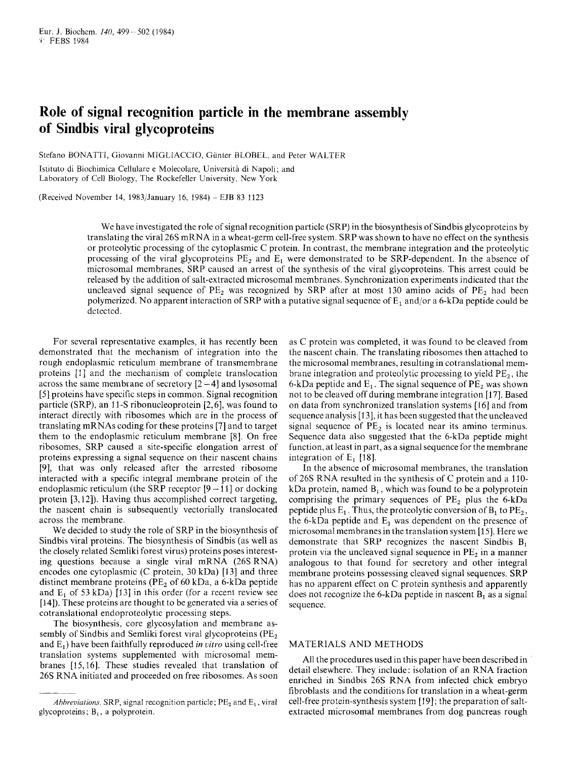# Role of signal recognition particle in the membrane assembly of Sindbis viral glycoproteins

Stefano BONATTI, Giovanni MIGLIACCIO, Günter BLOBEL, and Peter WALTER

Istituto di Biochimica Cellulare e Molecolare, Università di Napoli; and Laboratory of Cell Biology, The Rockefeller University, New York

(Received November 14, 1983/January 16, 1984) – EJB 83 1123

We have investigated the role of signal recognition particle (SRP) in the biosynthesis of Sindbis glycoproteins by translating the viral 26S mRNA in a wheat-germ cell-free system. SRP was shown to have no effect on the synthesis or proteolytic processing of the cytoplasmic C protein. In contrast, the membrane integration and the proteolytic processing of the viral glycoproteins $PE_2$ and $E_1$ were demonstrated to be SRP-dependent. In the absence of microsomal membranes, SRP caused an arrest of the synthesis of the viral glycoproteins. This arrest could be released by the addition of salt-extracted microsomal membranes. Synchronization experiments indicated that the uncleaved signal sequence of $PE_2$ was recognized by SRP after at most 130 amino acids of $PE_2$ had been polymerized. No apparent interaction of SRP with a putative signal sequence of $E_1$ and/or a 6-kDa peptide could be detected.

For several representative examples, it has recently been demonstrated that the mechanism of integration into the rough endoplasmic reticulum membrane of transmembrane proteins [1] and the mechanism of complete translocation across the same membrane of secretory [2–4] and lysosomal [5] proteins have specific steps in common. Signal recognition particle (SRP), an 11-S ribonucleoprotein [2,6], was found to interact directly with ribosomes which are in the process of translating mRNAs coding for these proteins [7] and to target them to the endoplasmic reticulum membrane [8]. On free ribosomes, SRP caused a site-specific elongation arrest of proteins expressing a signal sequence on their nascent chains [9], that was only released after the arrested ribosome interacted with a specific integral membrane protein of the endoplasmic reticulum (the SRP receptor [9–11] or docking protein [3,12]). Having thus accomplished correct targeting, the nascent chain is subsequently vectorially translocated across the membrane.

We decided to study the role of SRP in the biosynthesis of Sindbis viral proteins. The biosynthesis of Sindbis (as well as the closely related Semliki forest virus) proteins poses interesting questions because a single viral mRNA (26S RNA) encodes one cytoplasmic (C protein, 30 kDa) [13] and three distinct membrane proteins ($PE_2$ of 60 kDa, a 6-kDa peptide and $E_1$ of 53 kDa) [13] in this order (for a recent review see [14]). These proteins are thought to be generated via a series of cotranslational endoproteolytic processing steps.

The biosynthesis, core glycosylation and membrane assembly of Sindbis and Semliki forest viral glycoproteins ($PE_2$ and $E_1$) have been faithfully reproduced *in vitro* using cell-free translation systems supplemented with microsomal membranes [15,16]. These studies revealed that translation of 26S RNA initiated and proceeded on free ribosomes. As soon as C protein was completed, it was found to be cleaved from the nascent chain. The translating ribosomes then attached to the microsomal membranes, resulting in cotranslational membrane integration and proteolytic processing to yield $PE_2$, the 6-kDa peptide and $E_1$. The signal sequence of $PE_2$ was shown not to be cleaved off during membrane integration [17]. Based on data from synchronized translation systems [16] and from sequence analysis [13], it has been suggested that the uncleaved signal sequence of $PE_2$ is located near its amino terminus. Sequence data also suggested that the 6-kDa peptide might function, at least in part, as a signal sequence for the membrane integration of $E_1$ [18].

In the absence of microsomal membranes, the translation of 26S RNA resulted in the synthesis of C protein and a 110-kDa protein, named $B_1$, which was found to be a polyprotein comprising the primary sequences of $PE_2$ plus the 6-kDa peptide plus $E_1$. Thus, the proteolytic conversion of $B_1$ to $PE_2$, the 6-kDa peptide and $E_1$ was dependent on the presence of microsomal membranes in the translation system [15]. Here we demonstrate that SRP recognizes the nascent Sindbis $B_1$ protein via the uncleaved signal sequence in $PE_2$ in a manner analogous to that found for secretory and other integral membrane proteins possessing cleaved signal sequences. SRP has no apparent effect on C protein synthesis and apparently does not recognize the 6-kDa peptide in nascent $B_1$ as a signal sequence.

## MATERIALS AND METHODS

All the procedures used in this paper have been described in detail elsewhere. They include: isolation of an RNA fraction enriched in Sindbis 26S RNA from infected chick embryo fibroblasts and the conditions for translation in a wheat-germ cell-free protein-synthesis system [19]; the preparation of salt-extracted microsomal membranes from dog pancreas rough

*Abbreviations.* SRP, signal recognition particle; $PE_2$ and $E_1$, viral glycoproteins; $B_1$, a polyprotein.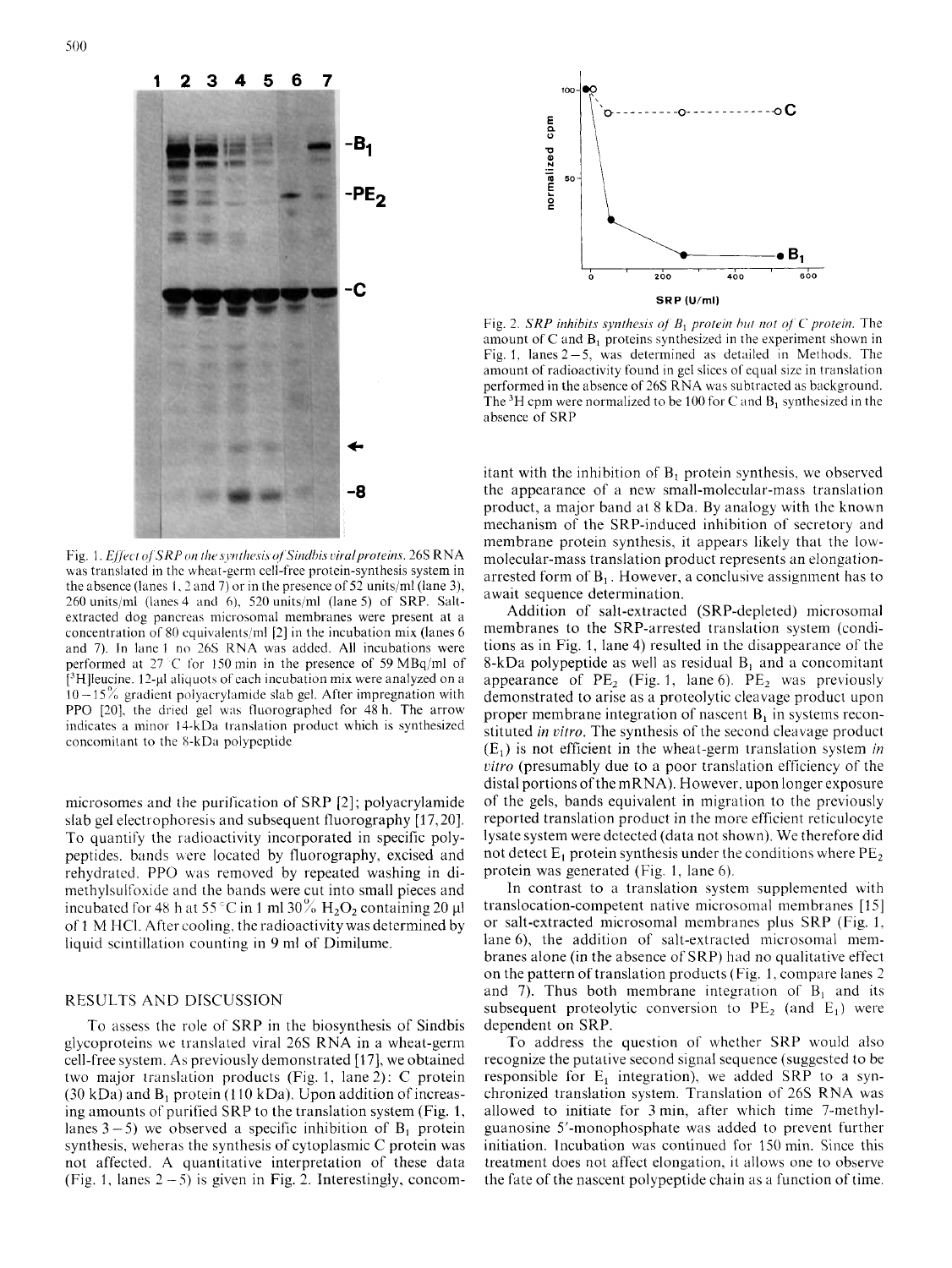Fig. 1. *Effect of SRP on the synthesis of Sindbis viral proteins.* 26S RNA was translated in the wheat-germ cell-free protein-synthesis system in the absence (lanes 1, 2 and 7) or in the presence of 52 units/ml (lane 3), 260 units/ml (lanes 4 and 6), 520 units/ml (lane 5) of SRP. Salt-extracted dog pancreas microsomal membranes were present at a concentration of 80 equivalents/ml [2] in the incubation mix (lanes 6 and 7). In lane 1 no 26S RNA was added. All incubations were performed at 27°C for 150 min in the presence of 59 MBq/ml of [$^3$H]leucine. 12-µl aliquots of each incubation mix were analyzed on a 10–15% gradient polyacrylamide slab gel. After impregnation with PPO [20], the dried gel was fluorographed for 48 h. The arrow indicates a minor 14-kDa translation product which is synthesized concomitant to the 8-kDa polypeptide

Fig. 2. *SRP inhibits synthesis of $B_1$ protein but not of C protein.* The amount of C and $B_1$ proteins synthesized in the experiment shown in Fig. 1, lanes 2–5, was determined as detailed in Methods. The amount of radioactivity found in gel slices of equal size in translation performed in the absence of 26S RNA was subtracted as background. The $^3$H cpm were normalized to be 100 for C and $B_1$ synthesized in the absence of SRP

microsomes and the purification of SRP [2]; polyacrylamide slab gel electrophoresis and subsequent fluorography [17, 20]. To quantify the radioactivity incorporated in specific polypeptides, bands were located by fluorography, excised and rehydrated. PPO was removed by repeated washing in dimethylsulfoxide and the bands were cut into small pieces and incubated for 48 h at 55°C in 1 ml 30% $H_2O_2$ containing 20 µl of 1 M HCl. After cooling, the radioactivity was determined by liquid scintillation counting in 9 ml of Dimilume.

## RESULTS AND DISCUSSION

To assess the role of SRP in the biosynthesis of Sindbis glycoproteins we translated viral 26S RNA in a wheat-germ cell-free system. As previously demonstrated [17], we obtained two major translation products (Fig. 1, lane 2): C protein (30 kDa) and $B_1$ protein (110 kDa). Upon addition of increasing amounts of purified SRP to the translation system (Fig. 1, lanes 3–5) we observed a specific inhibition of $B_1$ protein synthesis, weheras the synthesis of cytoplasmic C protein was not affected. A quantitative interpretation of these data (Fig. 1, lanes 2–5) is given in Fig. 2. Interestingly, concomitant with the inhibition of $B_1$ protein synthesis, we observed the appearance of a new small-molecular-mass translation product, a major band at 8 kDa. By analogy with the known mechanism of the SRP-induced inhibition of secretory and membrane protein synthesis, it appears likely that the low-molecular-mass translation product represents an elongation-arrested form of $B_1$. However, a conclusive assignment has to await sequence determination.

Addition of salt-extracted (SRP-depleted) microsomal membranes to the SRP-arrested translation system (conditions as in Fig. 1, lane 4) resulted in the disappearance of the 8-kDa polypeptide as well as residual $B_1$ and a concomitant appearance of $PE_2$ (Fig. 1, lane 6). $PE_2$ was previously demonstrated to arise as a proteolytic cleavage product upon proper membrane integration of nascent $B_1$ in systems reconstituted *in vitro*. The synthesis of the second cleavage product ($E_1$) is not efficient in the wheat-germ translation system *in vitro* (presumably due to a poor translation efficiency of the distal portions of the mRNA). However, upon longer exposure of the gels, bands equivalent in migration to the previously reported translation product in the more efficient reticulocyte lysate system were detected (data not shown). We therefore did not detect $E_1$ protein synthesis under the conditions where $PE_2$ protein was generated (Fig. 1, lane 6).

In contrast to a translation system supplemented with translocation-competent native microsomal membranes [15] or salt-extracted microsomal membranes plus SRP (Fig. 1, lane 6), the addition of salt-extracted microsomal membranes alone (in the absence of SRP) had no qualitative effect on the pattern of translation products (Fig. 1, compare lanes 2 and 7). Thus both membrane integration of $B_1$ and its subsequent proteolytic conversion to $PE_2$ (and $E_1$) were dependent on SRP.

To address the question of whether SRP would also recognize the putative second signal sequence (suggested to be responsible for $E_1$ integration), we added SRP to a synchronized translation system. Translation of 26S RNA was allowed to initiate for 3 min, after which time 7-methylguanosine 5′-monophosphate was added to prevent further initiation. Incubation was continued for 150 min. Since this treatment does not affect elongation, it allows one to observe the fate of the nascent polypeptide chain as a function of time.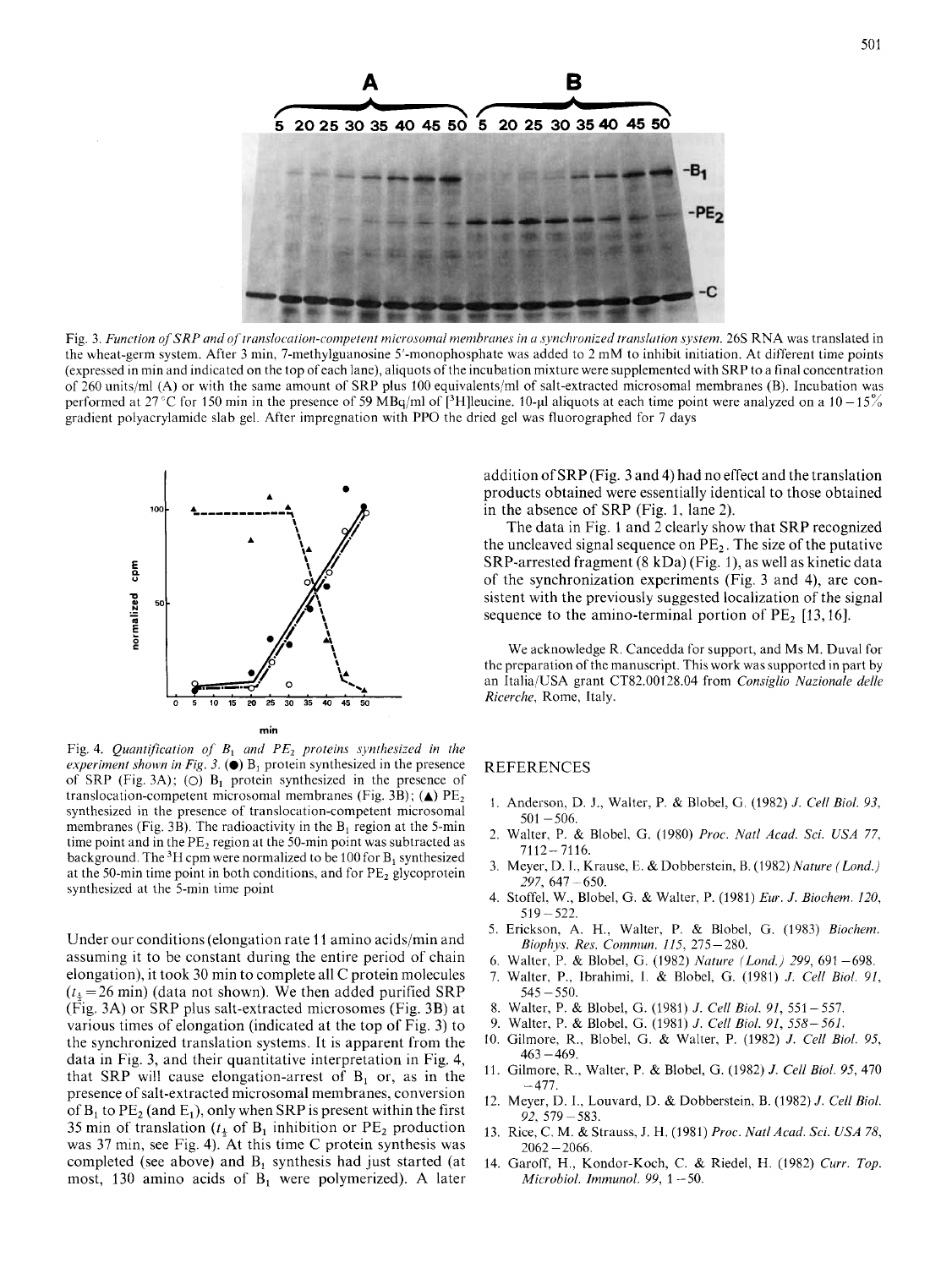Fig. 3. *Function of SRP and of translocation-competent microsomal membranes in a synchronized translation system.* 26S RNA was translated in the wheat-germ system. After 3 min, 7-methylguanosine 5'-monophosphate was added to 2 mM to inhibit initiation. At different time points (expressed in min and indicated on the top of each lane), aliquots of the incubation mixture were supplemented with SRP to a final concentration of 260 units/ml (A) or with the same amount of SRP plus 100 equivalents/ml of salt-extracted microsomal membranes (B). Incubation was performed at 27 °C for 150 min in the presence of 59 MBq/ml of [$^3$H]leucine. 10-µl aliquots at each time point were analyzed on a 10−15% gradient polyacrylamide slab gel. After impregnation with PPO the dried gel was fluorographed for 7 days

Fig. 4. *Quantification of $B_1$ and $PE_2$ proteins synthesized in the experiment shown in Fig. 3.* (●) $B_1$ protein synthesized in the presence of SRP (Fig. 3A); (○) $B_1$ protein synthesized in the presence of translocation-competent microsomal membranes (Fig. 3B); (▲) $PE_2$ synthesized in the presence of translocation-competent microsomal membranes (Fig. 3B). The radioactivity in the $B_1$ region at the 5-min time point and in the $PE_2$ region at the 50-min point was subtracted as background. The $^3$H cpm were normalized to be 100 for $B_1$ synthesized at the 50-min time point in both conditions, and for $PE_2$ glycoprotein synthesized at the 5-min time point

Under our conditions (elongation rate 11 amino acids/min and assuming it to be constant during the entire period of chain elongation), it took 30 min to complete all C protein molecules ($t_{\frac{1}{2}}$ = 26 min) (data not shown). We then added purified SRP (Fig. 3A) or SRP plus salt-extracted microsomes (Fig. 3B) at various times of elongation (indicated at the top of Fig. 3) to the synchronized translation systems. It is apparent from the data in Fig. 3, and their quantitative interpretation in Fig. 4, that SRP will cause elongation-arrest of $B_1$ or, as in the presence of salt-extracted microsomal membranes, conversion of $B_1$ to $PE_2$ (and $E_1$), only when SRP is present within the first 35 min of translation ($t_{\frac{1}{2}}$ of $B_1$ inhibition or $PE_2$ production was 37 min, see Fig. 4). At this time C protein synthesis was completed (see above) and $B_1$ synthesis had just started (at most, 130 amino acids of $B_1$ were polymerized). A later addition of SRP (Fig. 3 and 4) had no effect and the translation products obtained were essentially identical to those obtained in the absence of SRP (Fig. 1, lane 2).

The data in Fig. 1 and 2 clearly show that SRP recognized the uncleaved signal sequence on $PE_2$. The size of the putative SRP-arrested fragment (8 kDa) (Fig. 1), as well as kinetic data of the synchronization experiments (Fig. 3 and 4), are consistent with the previously suggested localization of the signal sequence to the amino-terminal portion of $PE_2$ [13, 16].

We acknowledge R. Cancedda for support, and Ms M. Duval for the preparation of the manuscript. This work was supported in part by an Italia/USA grant CT82.00128.04 from *Consiglio Nazionale delle Ricerche*, Rome, Italy.

## REFERENCES

1. Anderson, D. J., Walter, P. & Blobel, G. (1982) *J. Cell Biol. 93*, 501−506.
2. Walter, P. & Blobel, G. (1980) *Proc. Natl Acad. Sci. USA 77*, 7112−7116.
3. Meyer, D. I., Krause, E. & Dobberstein, B. (1982) *Nature (Lond.) 297*, 647−650.
4. Stoffel, W., Blobel, G. & Walter, P. (1981) *Eur. J. Biochem. 120*, 519−522.
5. Erickson, A. H., Walter, P. & Blobel, G. (1983) *Biochem. Biophys. Res. Commun. 115*, 275−280.
6. Walter, P. & Blobel, G. (1982) *Nature (Lond.) 299*, 691−698.
7. Walter, P., Ibrahimi, I. & Blobel, G. (1981) *J. Cell Biol. 91*, 545−550.
8. Walter, P. & Blobel, G. (1981) *J. Cell Biol. 91*, 551−557.
9. Walter, P. & Blobel, G. (1981) *J. Cell Biol. 91*, 558−561.
10. Gilmore, R., Blobel, G. & Walter, P. (1982) *J. Cell Biol. 95*, 463−469.
11. Gilmore, R., Walter, P. & Blobel, G. (1982) *J. Cell Biol. 95*, 470−477.
12. Meyer, D. I., Louvard, D. & Dobberstein, B. (1982) *J. Cell Biol. 92*, 579−583.
13. Rice, C. M. & Strauss, J. H. (1981) *Proc. Natl Acad. Sci. USA 78*, 2062−2066.
14. Garoff, H., Kondor-Koch, C. & Riedel, H. (1982) *Curr. Top. Microbiol. Immunol. 99*, 1−50.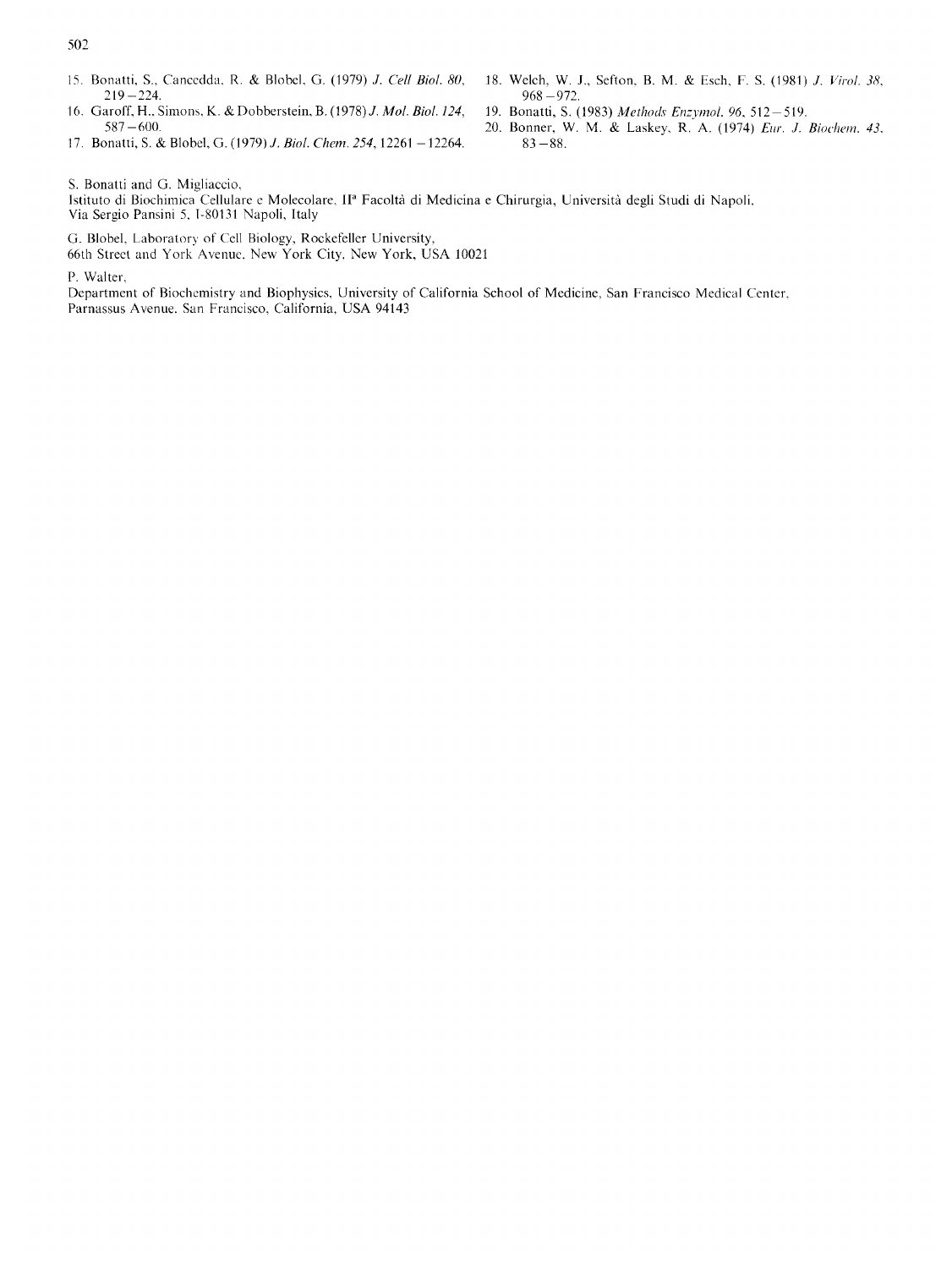15. Bonatti, S., Cancedda, R. & Blobel, G. (1979) *J. Cell Biol. 80*, 219 – 224.
16. Garoff, H., Simons, K. & Dobberstein, B. (1978) *J. Mol. Biol. 124*, 587 – 600.
17. Bonatti, S. & Blobel, G. (1979) *J. Biol. Chem. 254*, 12261 – 12264.
18. Welch, W. J., Sefton, B. M. & Esch, F. S. (1981) *J. Virol. 38*, 968 – 972.
19. Bonatti, S. (1983) *Methods Enzymol. 96*, 512 – 519.
20. Bonner, W. M. & Laskey, R. A. (1974) *Eur. J. Biochem. 43*, 83 – 88.

S. Bonatti and G. Migliaccio,
Istituto di Biochimica Cellulare e Molecolare, II[a] Facoltà di Medicina e Chirurgia, Università degli Studi di Napoli,
Via Sergio Pansini 5, I-80131 Napoli, Italy

G. Blobel, Laboratory of Cell Biology, Rockefeller University,
66th Street and York Avenue, New York City, New York, USA 10021

P. Walter,
Department of Biochemistry and Biophysics, University of California School of Medicine, San Francisco Medical Center,
Parnassus Avenue, San Francisco, California, USA 94143